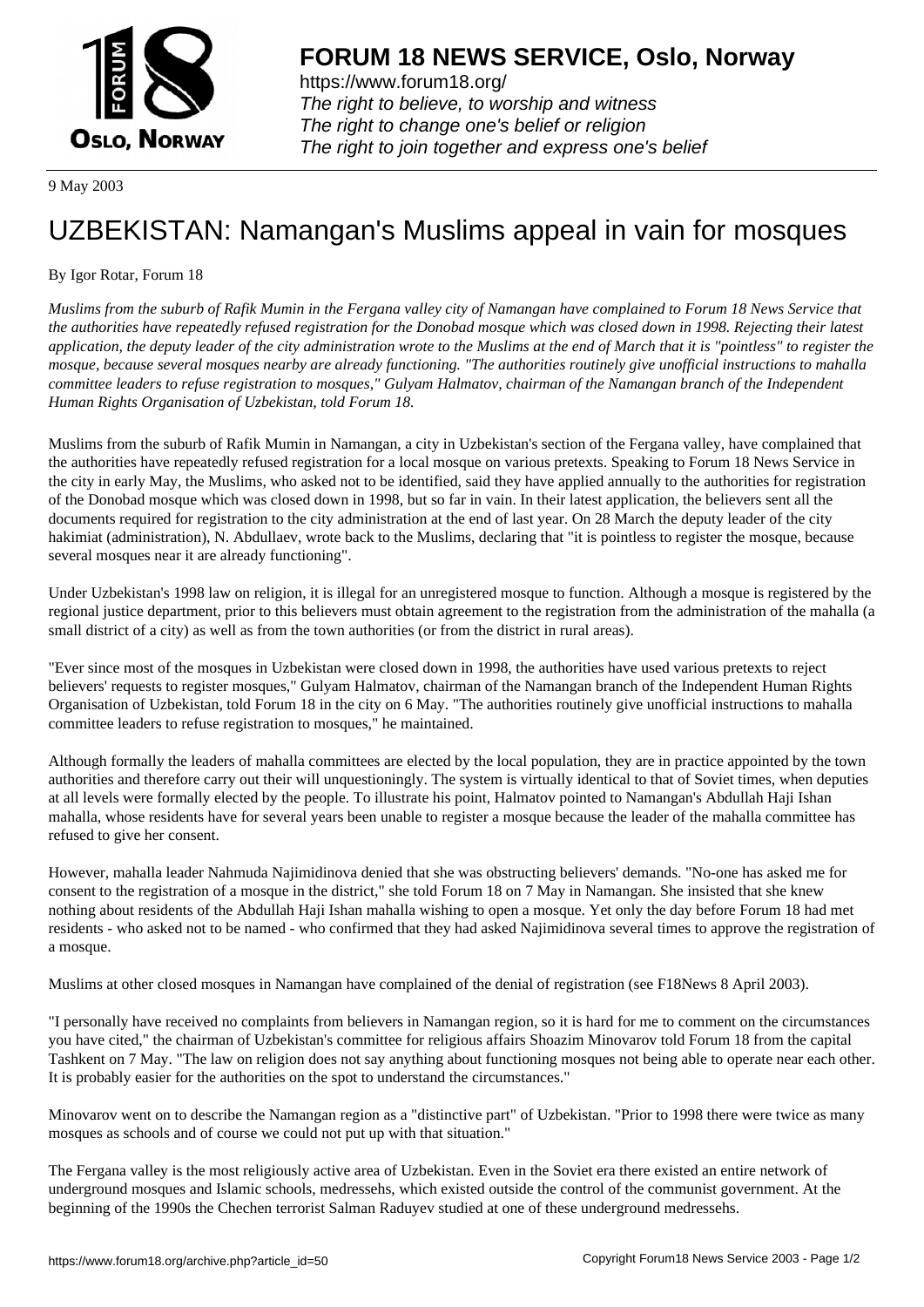9 May 2003

# UZBEKISTAN: Namangan's Muslims appeal in vain for mosques

By Igor Rotar, Forum 18

*Muslims from the suburb of Rafik Mumin in the Fergana valley city of Namangan have complained to Forum 18 News Service that the authorities have repeatedly refused registration for the Donobad mosque which was closed down in 1998. Rejecting their latest application, the deputy leader of the city administration wrote to the Muslims at the end of March that it is "pointless" to register the mosque, because several mosques nearby are already functioning. "The authorities routinely give unofficial instructions to mahalla committee leaders to refuse registration to mosques," Gulyam Halmatov, chairman of the Namangan branch of the Independent Human Rights Organisation of Uzbekistan, told Forum 18.*

Muslims from the suburb of Rafik Mumin in Namangan, a city in Uzbekistan's section of the Fergana valley, have complained that the authorities have repeatedly refused registration for a local mosque on various pretexts. Speaking to Forum 18 News Service in the city in early May, the Muslims, who asked not to be identified, said they have applied annually to the authorities for registration of the Donobad mosque which was closed down in 1998, but so far in vain. In their latest application, the believers sent all the documents required for registration to the city administration at the end of last year. On 28 March the deputy leader of the city hakimiat (administration), N. Abdullaev, wrote back to the Muslims, declaring that "it is pointless to register the mosque, because several mosques near it are already functioning".

Under Uzbekistan's 1998 law on religion, it is illegal for an unregistered mosque to function. Although a mosque is registered by the regional justice department, prior to this believers must obtain agreement to the registration from the administration of the mahalla (a small district of a city) as well as from the town authorities (or from the district in rural areas).

"Ever since most of the mosques in Uzbekistan were closed down in 1998, the authorities have used various pretexts to reject believers' requests to register mosques," Gulyam Halmatov, chairman of the Namangan branch of the Independent Human Rights Organisation of Uzbekistan, told Forum 18 in the city on 6 May. "The authorities routinely give unofficial instructions to mahalla committee leaders to refuse registration to mosques," he maintained.

Although formally the leaders of mahalla committees are elected by the local population, they are in practice appointed by the town authorities and therefore carry out their will unquestioningly. The system is virtually identical to that of Soviet times, when deputies at all levels were formally elected by the people. To illustrate his point, Halmatov pointed to Namangan's Abdullah Haji Ishan mahalla, whose residents have for several years been unable to register a mosque because the leader of the mahalla committee has refused to give her consent.

However, mahalla leader Nahmuda Najimidinova denied that she was obstructing believers' demands. "No-one has asked me for consent to the registration of a mosque in the district," she told Forum 18 on 7 May in Namangan. She insisted that she knew nothing about residents of the Abdullah Haji Ishan mahalla wishing to open a mosque. Yet only the day before Forum 18 had met residents - who asked not to be named - who confirmed that they had asked Najimidinova several times to approve the registration of a mosque.

Muslims at other closed mosques in Namangan have complained of the denial of registration (see F18News 8 April 2003).

"I personally have received no complaints from believers in Namangan region, so it is hard for me to comment on the circumstances you have cited," the chairman of Uzbekistan's committee for religious affairs Shoazim Minovarov told Forum 18 from the capital Tashkent on 7 May. "The law on religion does not say anything about functioning mosques not being able to operate near each other. It is probably easier for the authorities on the spot to understand the circumstances."

Minovarov went on to describe the Namangan region as a "distinctive part" of Uzbekistan. "Prior to 1998 there were twice as many mosques as schools and of course we could not put up with that situation."

The Fergana valley is the most religiously active area of Uzbekistan. Even in the Soviet era there existed an entire network of underground mosques and Islamic schools, medressehs, which existed outside the control of the communist government. At the beginning of the 1990s the Chechen terrorist Salman Raduyev studied at one of these underground medressehs.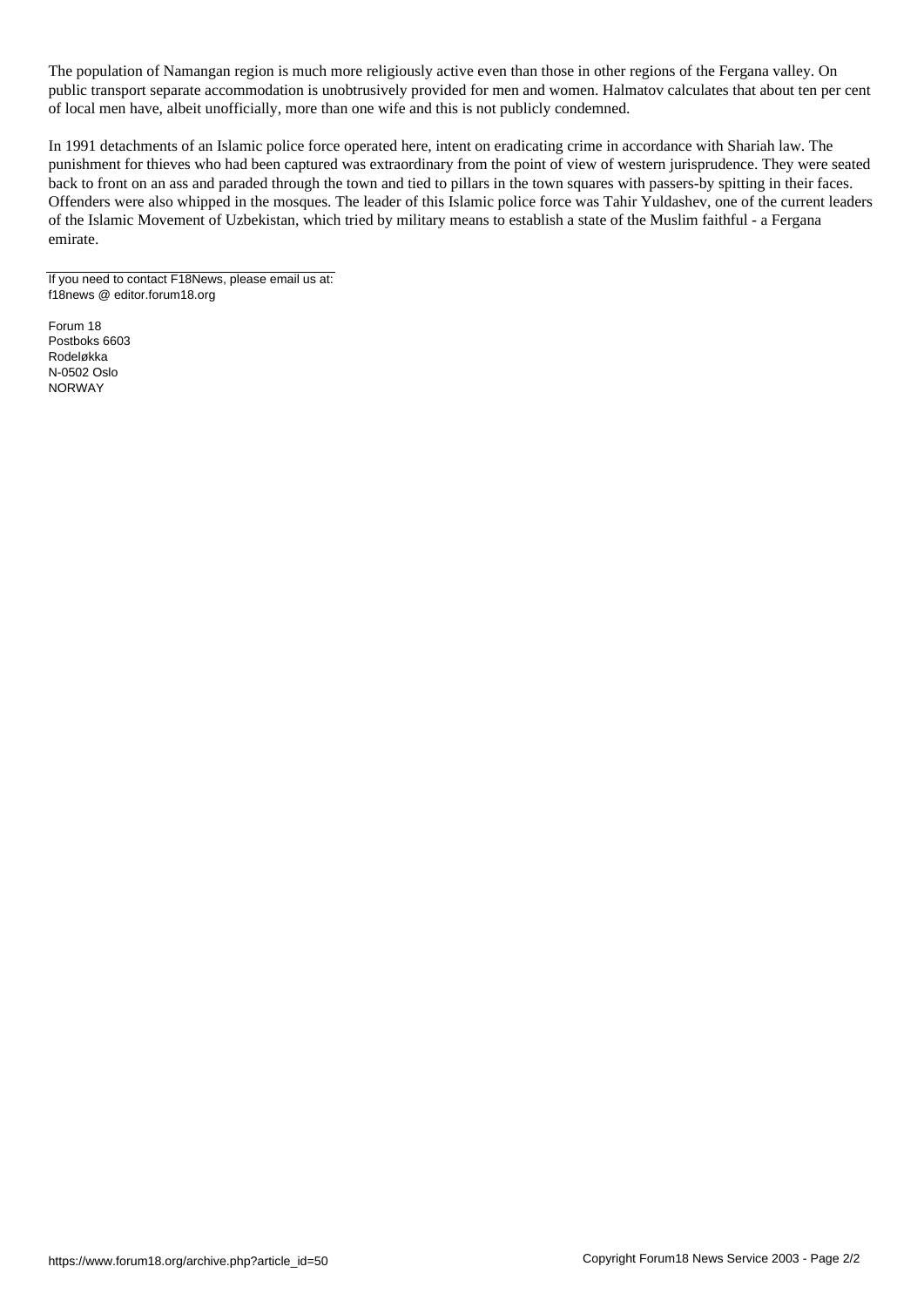The population of Namangan region is much more religiously active even than those in other regions of the Fergana valley. On public transport separate accommodation is unobtrusively provided for men and women. Halmatov calculates that about ten per cent of local men have, albeit unofficially, more than one wife and this is not publicly condemned.

In 1991 detachments of an Islamic police force operated here, intent on eradicating crime in accordance with Shariah law. The punishment for thieves who had been captured was extraordinary from the point of view of western jurisprudence. They were seated back to front on an ass and paraded through the town and tied to pillars in the town squares with passers-by spitting in their faces. Offenders were also whipped in the mosques. The leader of this Islamic police force was Tahir Yuldashev, one of the current leaders of the Islamic Movement of Uzbekistan, which tried by military means to establish a state of the Muslim faithful - a Fergana emirate.

---

If you need to contact F18News, please email us at:
f18news @ editor.forum18.org

Forum 18
Postboks 6603
Rodeløkka
N-0502 Oslo
NORWAY